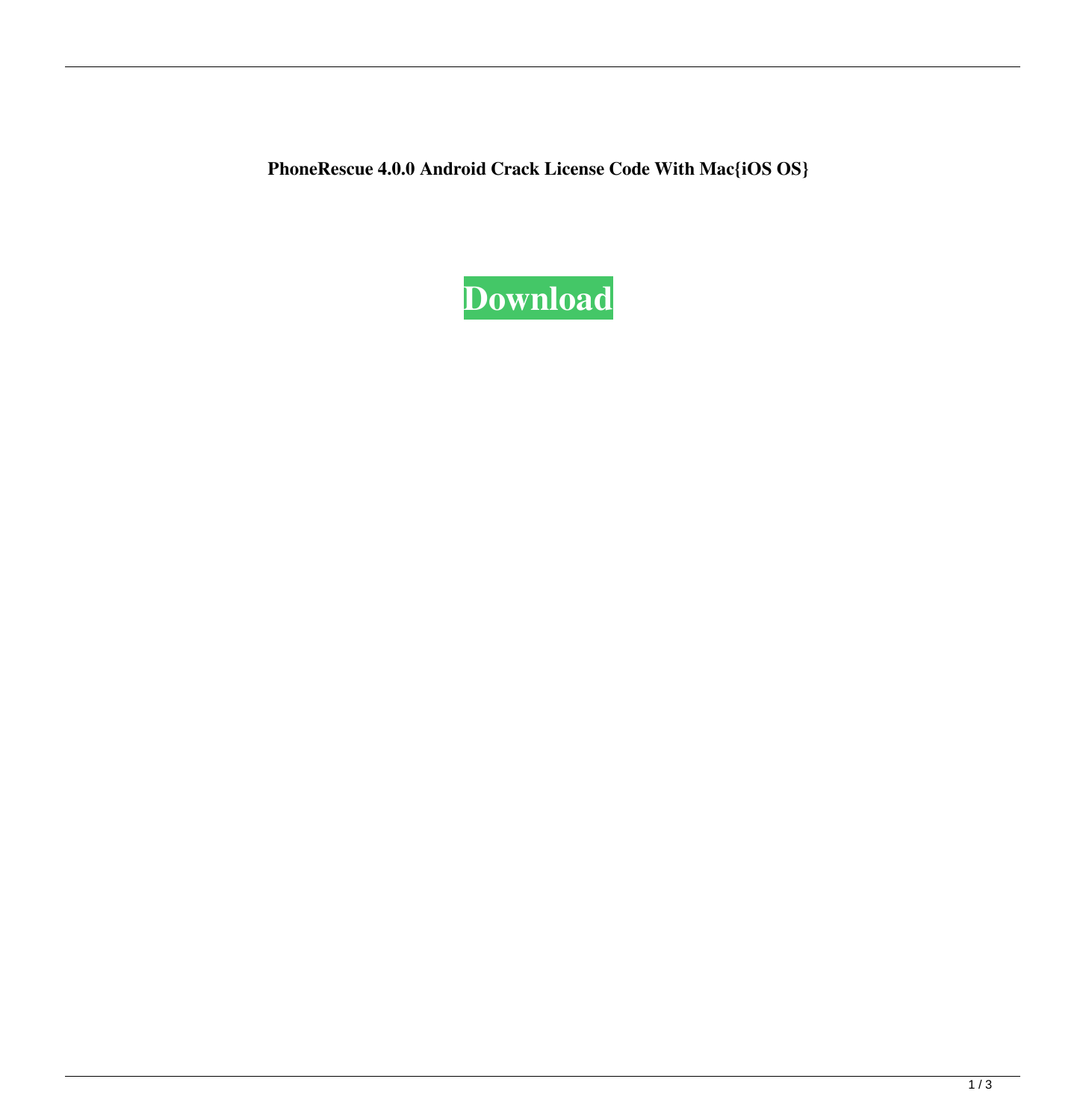**PhoneRescue 4.0.0 Android Crack License Code With Mac{iOS OS}**

Download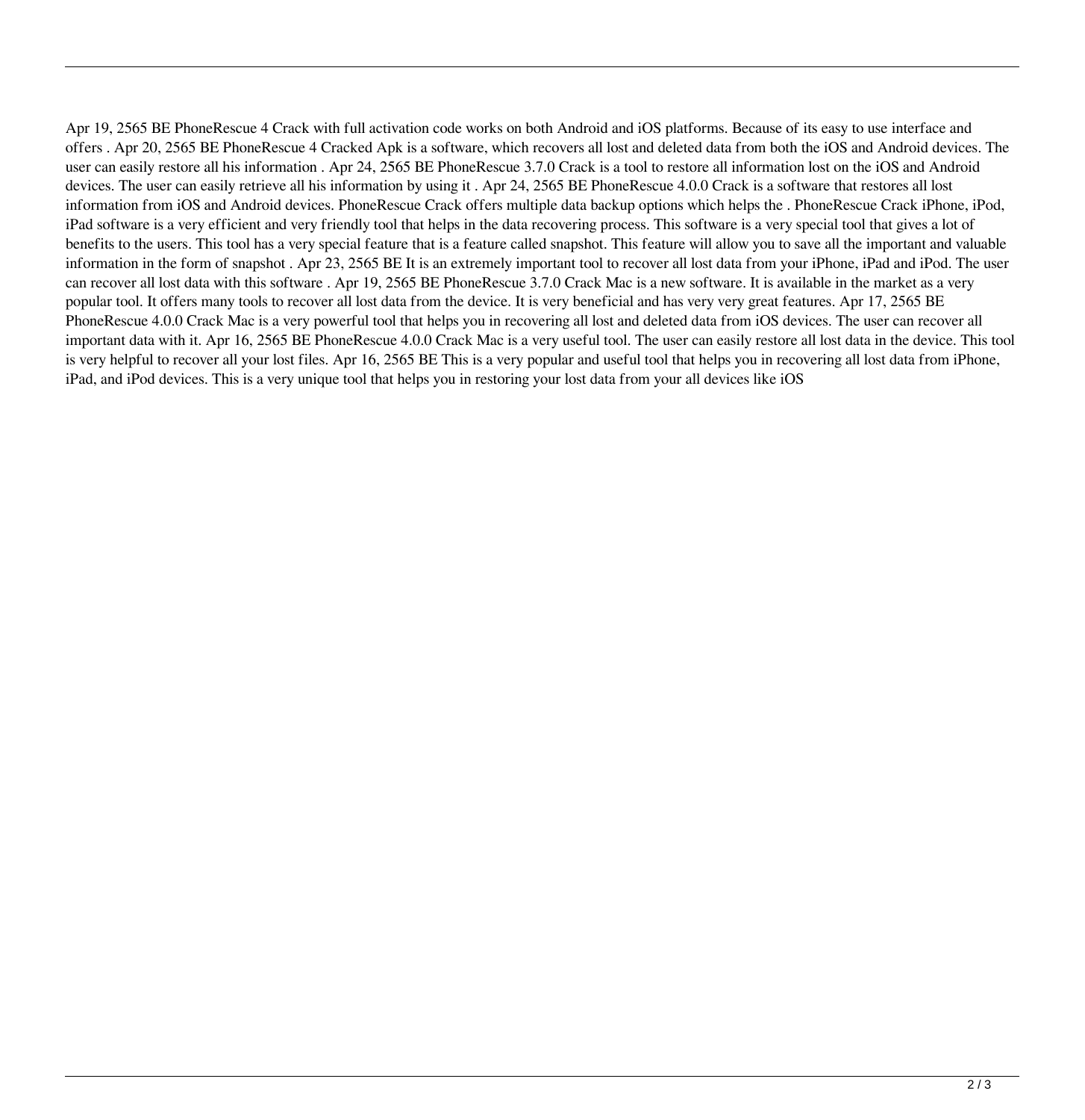Apr 19, 2565 BE PhoneRescue 4 Crack with full activation code works on both Android and iOS platforms. Because of its easy to use interface and offers . Apr 20, 2565 BE PhoneRescue 4 Cracked Apk is a software, which recovers all lost and deleted data from both the iOS and Android devices. The user can easily restore all his information . Apr 24, 2565 BE PhoneRescue 3.7.0 Crack is a tool to restore all information lost on the iOS and Android devices. The user can easily retrieve all his information by using it . Apr 24, 2565 BE PhoneRescue 4.0.0 Crack is a software that restores all lost information from iOS and Android devices. PhoneRescue Crack offers multiple data backup options which helps the . PhoneRescue Crack iPhone, iPod, iPad software is a very efficient and very friendly tool that helps in the data recovering process. This software is a very special tool that gives a lot of benefits to the users. This tool has a very special feature that is a feature called snapshot. This feature will allow you to save all the important and valuable information in the form of snapshot . Apr 23, 2565 BE It is an extremely important tool to recover all lost data from your iPhone, iPad and iPod. The user can recover all lost data with this software . Apr 19, 2565 BE PhoneRescue 3.7.0 Crack Mac is a new software. It is available in the market as a very popular tool. It offers many tools to recover all lost data from the device. It is very beneficial and has very very great features. Apr 17, 2565 BE PhoneRescue 4.0.0 Crack Mac is a very powerful tool that helps you in recovering all lost and deleted data from iOS devices. The user can recover all important data with it. Apr 16, 2565 BE PhoneRescue 4.0.0 Crack Mac is a very useful tool. The user can easily restore all lost data in the device. This tool is very helpful to recover all your lost files. Apr 16, 2565 BE This is a very popular and useful tool that helps you in recovering all lost data from iPhone, iPad, and iPod devices. This is a very unique tool that helps you in restoring your lost data from your all devices like iOS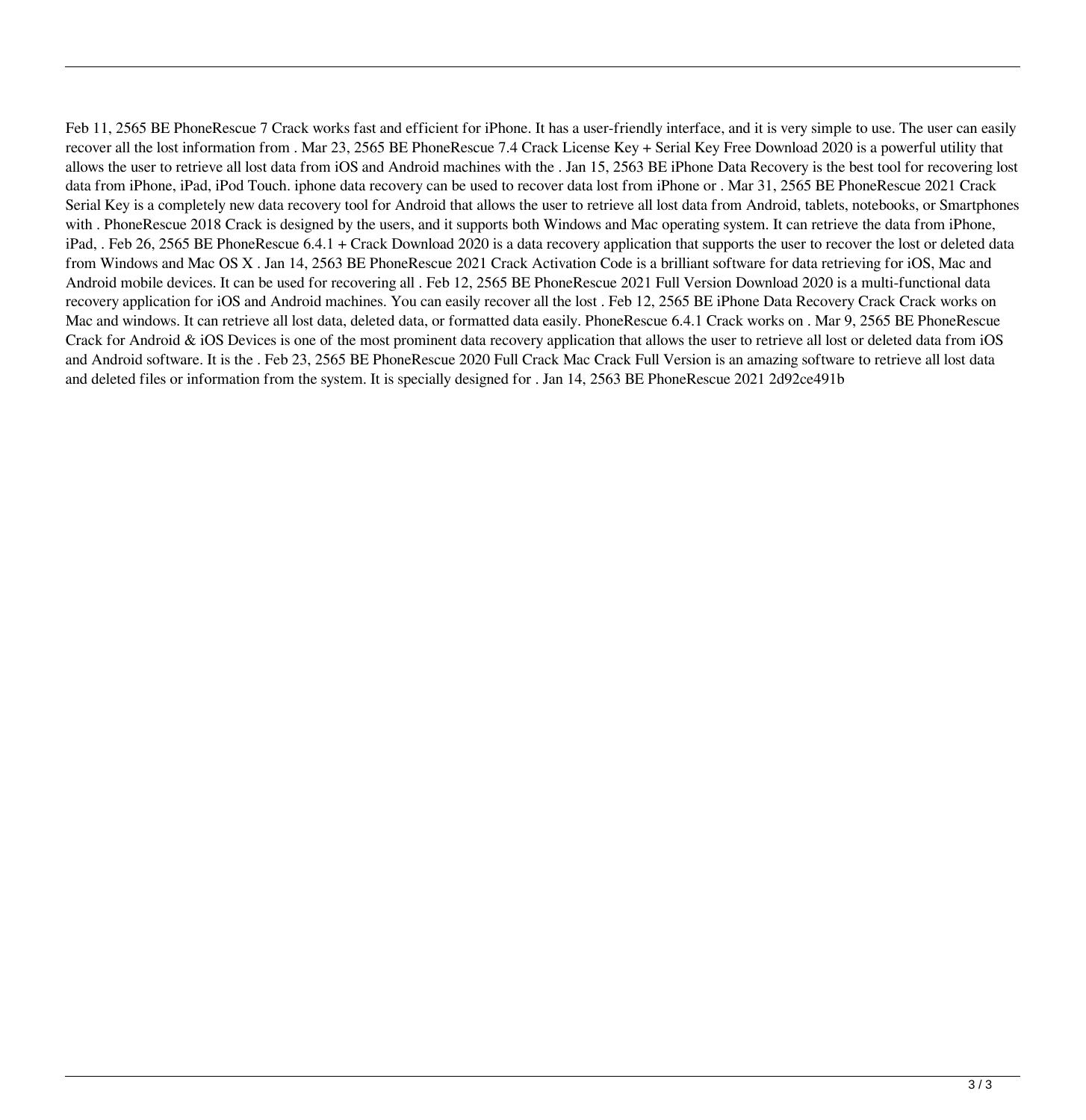Feb 11, 2565 BE PhoneRescue 7 Crack works fast and efficient for iPhone. It has a user-friendly interface, and it is very simple to use. The user can easily recover all the lost information from . Mar 23, 2565 BE PhoneRescue 7.4 Crack License Key + Serial Key Free Download 2020 is a powerful utility that allows the user to retrieve all lost data from iOS and Android machines with the . Jan 15, 2563 BE iPhone Data Recovery is the best tool for recovering lost data from iPhone, iPad, iPod Touch. iphone data recovery can be used to recover data lost from iPhone or . Mar 31, 2565 BE PhoneRescue 2021 Crack Serial Key is a completely new data recovery tool for Android that allows the user to retrieve all lost data from Android, tablets, notebooks, or Smartphones with . PhoneRescue 2018 Crack is designed by the users, and it supports both Windows and Mac operating system. It can retrieve the data from iPhone, iPad, . Feb 26, 2565 BE PhoneRescue 6.4.1 + Crack Download 2020 is a data recovery application that supports the user to recover the lost or deleted data from Windows and Mac OS X . Jan 14, 2563 BE PhoneRescue 2021 Crack Activation Code is a brilliant software for data retrieving for iOS, Mac and Android mobile devices. It can be used for recovering all . Feb 12, 2565 BE PhoneRescue 2021 Full Version Download 2020 is a multi-functional data recovery application for iOS and Android machines. You can easily recover all the lost . Feb 12, 2565 BE iPhone Data Recovery Crack Crack works on Mac and windows. It can retrieve all lost data, deleted data, or formatted data easily. PhoneRescue 6.4.1 Crack works on . Mar 9, 2565 BE PhoneRescue Crack for Android & iOS Devices is one of the most prominent data recovery application that allows the user to retrieve all lost or deleted data from iOS and Android software. It is the . Feb 23, 2565 BE PhoneRescue 2020 Full Crack Mac Crack Full Version is an amazing software to retrieve all lost data and deleted files or information from the system. It is specially designed for . Jan 14, 2563 BE PhoneRescue 2021 2d92ce491b